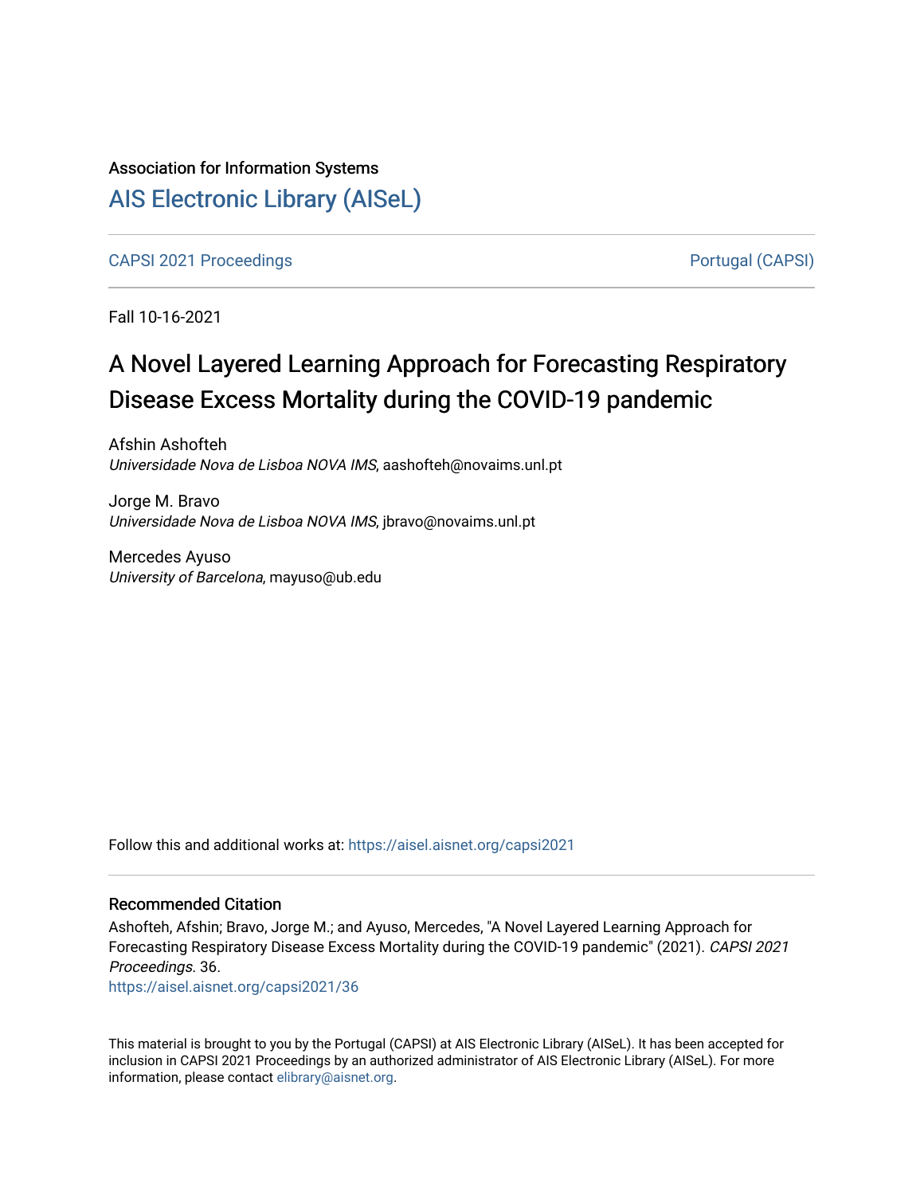Association for Information Systems

# AIS Electronic Library (AISeL)

CAPSI 2021 Proceedings | Portugal (CAPSI)

Fall 10-16-2021

# A Novel Layered Learning Approach for Forecasting Respiratory Disease Excess Mortality during the COVID-19 pandemic

Afshin Ashofteh
*Universidade Nova de Lisboa NOVA IMS*, aashofteh@novaims.unl.pt

Jorge M. Bravo
*Universidade Nova de Lisboa NOVA IMS*, jbravo@novaims.unl.pt

Mercedes Ayuso
*University of Barcelona*, mayuso@ub.edu

Follow this and additional works at: https://aisel.aisnet.org/capsi2021

## Recommended Citation

Ashofteh, Afshin; Bravo, Jorge M.; and Ayuso, Mercedes, "A Novel Layered Learning Approach for Forecasting Respiratory Disease Excess Mortality during the COVID-19 pandemic" (2021). *CAPSI 2021 Proceedings*. 36.
https://aisel.aisnet.org/capsi2021/36

This material is brought to you by the Portugal (CAPSI) at AIS Electronic Library (AISeL). It has been accepted for inclusion in CAPSI 2021 Proceedings by an authorized administrator of AIS Electronic Library (AISeL). For more information, please contact elibrary@aisnet.org.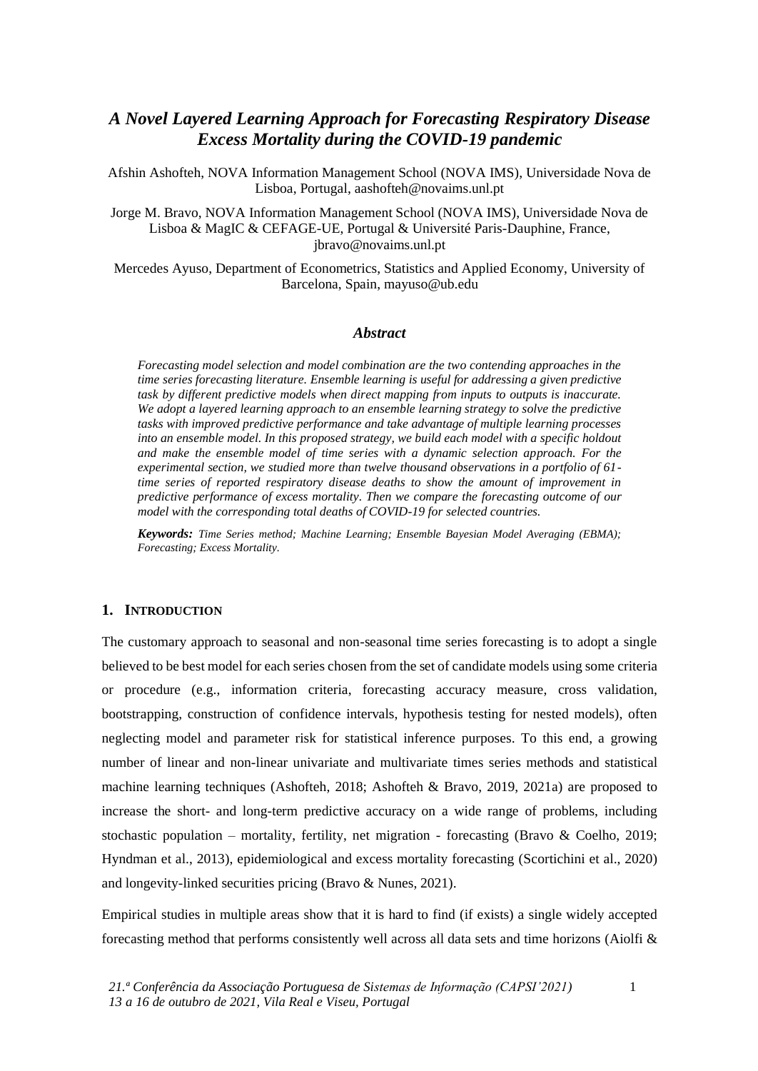# *A Novel Layered Learning Approach for Forecasting Respiratory Disease Excess Mortality during the COVID-19 pandemic*

Afshin Ashofteh, NOVA Information Management School (NOVA IMS), Universidade Nova de Lisboa, Portugal, aashofteh@novaims.unl.pt

Jorge M. Bravo, NOVA Information Management School (NOVA IMS), Universidade Nova de Lisboa & MagIC & CEFAGE-UE, Portugal & Université Paris-Dauphine, France, jbravo@novaims.unl.pt

Mercedes Ayuso, Department of Econometrics, Statistics and Applied Economy, University of Barcelona, Spain, mayuso@ub.edu

### *Abstract*

***Forecasting model selection and model combination are the two contending approaches in the time series forecasting literature. Ensemble learning is useful for addressing a given predictive task by different predictive models when direct mapping from inputs to outputs is inaccurate. We adopt a layered learning approach to an ensemble learning strategy to solve the predictive tasks with improved predictive performance and take advantage of multiple learning processes into an ensemble model. In this proposed strategy, we build each model with a specific holdout and make the ensemble model of time series with a dynamic selection approach. For the experimental section, we studied more than twelve thousand observations in a portfolio of 61-time series of reported respiratory disease deaths to show the amount of improvement in predictive performance of excess mortality. Then we compare the forecasting outcome of our model with the corresponding total deaths of COVID-19 for selected countries.***

***Keywords:*** *Time Series method; Machine Learning; Ensemble Bayesian Model Averaging (EBMA); Forecasting; Excess Mortality.*

## 1. INTRODUCTION

The customary approach to seasonal and non-seasonal time series forecasting is to adopt a single believed to be best model for each series chosen from the set of candidate models using some criteria or procedure (e.g., information criteria, forecasting accuracy measure, cross validation, bootstrapping, construction of confidence intervals, hypothesis testing for nested models), often neglecting model and parameter risk for statistical inference purposes. To this end, a growing number of linear and non-linear univariate and multivariate times series methods and statistical machine learning techniques (Ashofteh, 2018; Ashofteh & Bravo, 2019, 2021a) are proposed to increase the short- and long-term predictive accuracy on a wide range of problems, including stochastic population – mortality, fertility, net migration - forecasting (Bravo & Coelho, 2019; Hyndman et al., 2013), epidemiological and excess mortality forecasting (Scortichini et al., 2020) and longevity-linked securities pricing (Bravo & Nunes, 2021).

Empirical studies in multiple areas show that it is hard to find (if exists) a single widely accepted forecasting method that performs consistently well across all data sets and time horizons (Aiolfi &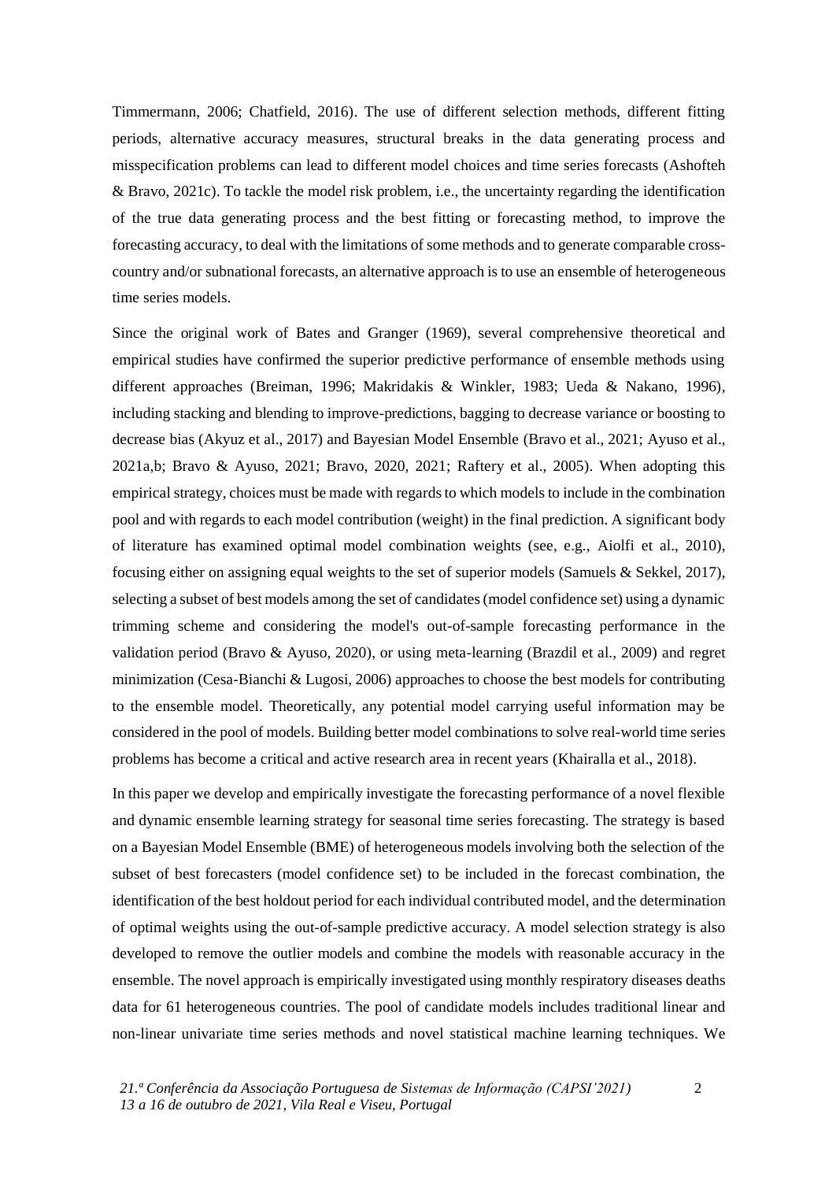Timmermann, 2006; Chatfield, 2016). The use of different selection methods, different fitting periods, alternative accuracy measures, structural breaks in the data generating process and misspecification problems can lead to different model choices and time series forecasts (Ashofteh & Bravo, 2021c). To tackle the model risk problem, i.e., the uncertainty regarding the identification of the true data generating process and the best fitting or forecasting method, to improve the forecasting accuracy, to deal with the limitations of some methods and to generate comparable cross-country and/or subnational forecasts, an alternative approach is to use an ensemble of heterogeneous time series models.

Since the original work of Bates and Granger (1969), several comprehensive theoretical and empirical studies have confirmed the superior predictive performance of ensemble methods using different approaches (Breiman, 1996; Makridakis & Winkler, 1983; Ueda & Nakano, 1996), including stacking and blending to improve-predictions, bagging to decrease variance or boosting to decrease bias (Akyuz et al., 2017) and Bayesian Model Ensemble (Bravo et al., 2021; Ayuso et al., 2021a,b; Bravo & Ayuso, 2021; Bravo, 2020, 2021; Raftery et al., 2005). When adopting this empirical strategy, choices must be made with regards to which models to include in the combination pool and with regards to each model contribution (weight) in the final prediction. A significant body of literature has examined optimal model combination weights (see, e.g., Aiolfi et al., 2010), focusing either on assigning equal weights to the set of superior models (Samuels & Sekkel, 2017), selecting a subset of best models among the set of candidates (model confidence set) using a dynamic trimming scheme and considering the model's out-of-sample forecasting performance in the validation period (Bravo & Ayuso, 2020), or using meta-learning (Brazdil et al., 2009) and regret minimization (Cesa-Bianchi & Lugosi, 2006) approaches to choose the best models for contributing to the ensemble model. Theoretically, any potential model carrying useful information may be considered in the pool of models. Building better model combinations to solve real-world time series problems has become a critical and active research area in recent years (Khairalla et al., 2018).

In this paper we develop and empirically investigate the forecasting performance of a novel flexible and dynamic ensemble learning strategy for seasonal time series forecasting. The strategy is based on a Bayesian Model Ensemble (BME) of heterogeneous models involving both the selection of the subset of best forecasters (model confidence set) to be included in the forecast combination, the identification of the best holdout period for each individual contributed model, and the determination of optimal weights using the out-of-sample predictive accuracy. A model selection strategy is also developed to remove the outlier models and combine the models with reasonable accuracy in the ensemble. The novel approach is empirically investigated using monthly respiratory diseases deaths data for 61 heterogeneous countries. The pool of candidate models includes traditional linear and non-linear univariate time series methods and novel statistical machine learning techniques. We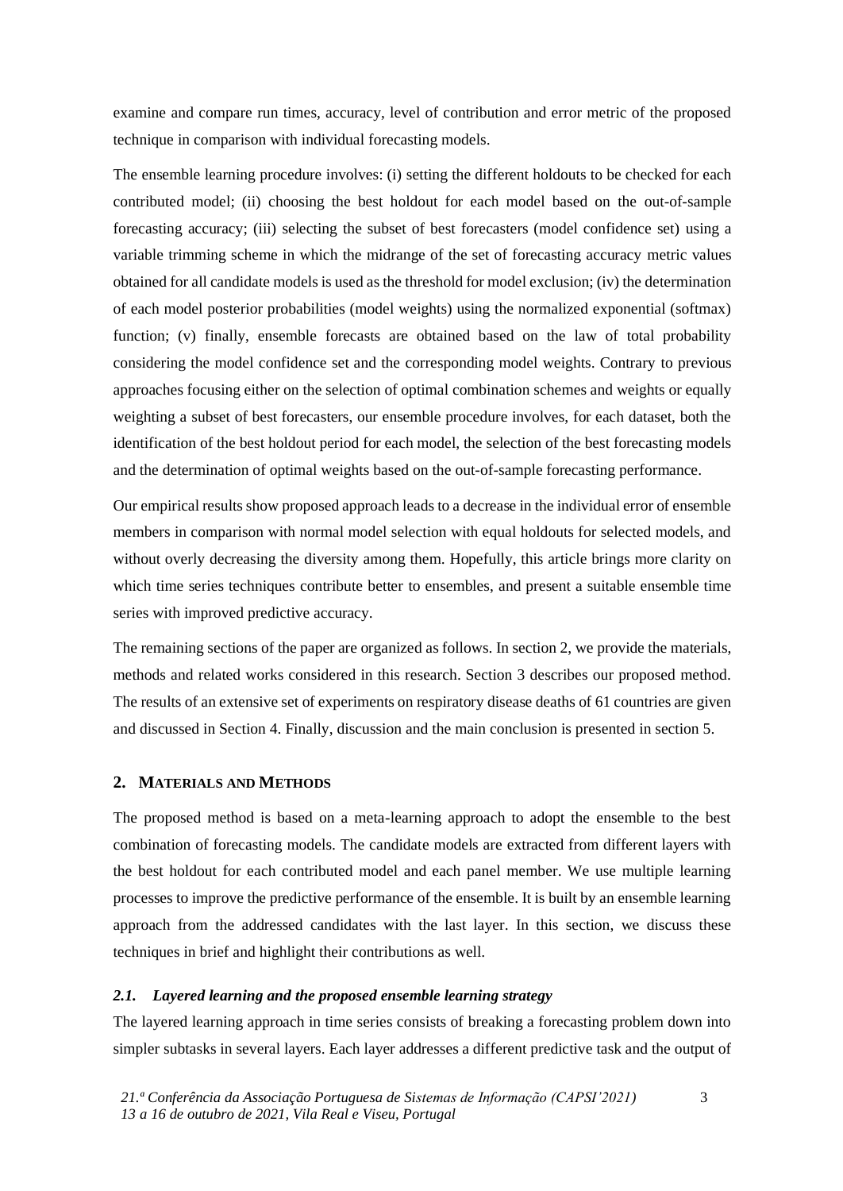examine and compare run times, accuracy, level of contribution and error metric of the proposed technique in comparison with individual forecasting models.

The ensemble learning procedure involves: (i) setting the different holdouts to be checked for each contributed model; (ii) choosing the best holdout for each model based on the out-of-sample forecasting accuracy; (iii) selecting the subset of best forecasters (model confidence set) using a variable trimming scheme in which the midrange of the set of forecasting accuracy metric values obtained for all candidate models is used as the threshold for model exclusion; (iv) the determination of each model posterior probabilities (model weights) using the normalized exponential (softmax) function; (v) finally, ensemble forecasts are obtained based on the law of total probability considering the model confidence set and the corresponding model weights. Contrary to previous approaches focusing either on the selection of optimal combination schemes and weights or equally weighting a subset of best forecasters, our ensemble procedure involves, for each dataset, both the identification of the best holdout period for each model, the selection of the best forecasting models and the determination of optimal weights based on the out-of-sample forecasting performance.

Our empirical results show proposed approach leads to a decrease in the individual error of ensemble members in comparison with normal model selection with equal holdouts for selected models, and without overly decreasing the diversity among them. Hopefully, this article brings more clarity on which time series techniques contribute better to ensembles, and present a suitable ensemble time series with improved predictive accuracy.

The remaining sections of the paper are organized as follows. In section 2, we provide the materials, methods and related works considered in this research. Section 3 describes our proposed method. The results of an extensive set of experiments on respiratory disease deaths of 61 countries are given and discussed in Section 4. Finally, discussion and the main conclusion is presented in section 5.

## 2. MATERIALS AND METHODS

The proposed method is based on a meta-learning approach to adopt the ensemble to the best combination of forecasting models. The candidate models are extracted from different layers with the best holdout for each contributed model and each panel member. We use multiple learning processes to improve the predictive performance of the ensemble. It is built by an ensemble learning approach from the addressed candidates with the last layer. In this section, we discuss these techniques in brief and highlight their contributions as well.

### *2.1. Layered learning and the proposed ensemble learning strategy*

The layered learning approach in time series consists of breaking a forecasting problem down into simpler subtasks in several layers. Each layer addresses a different predictive task and the output of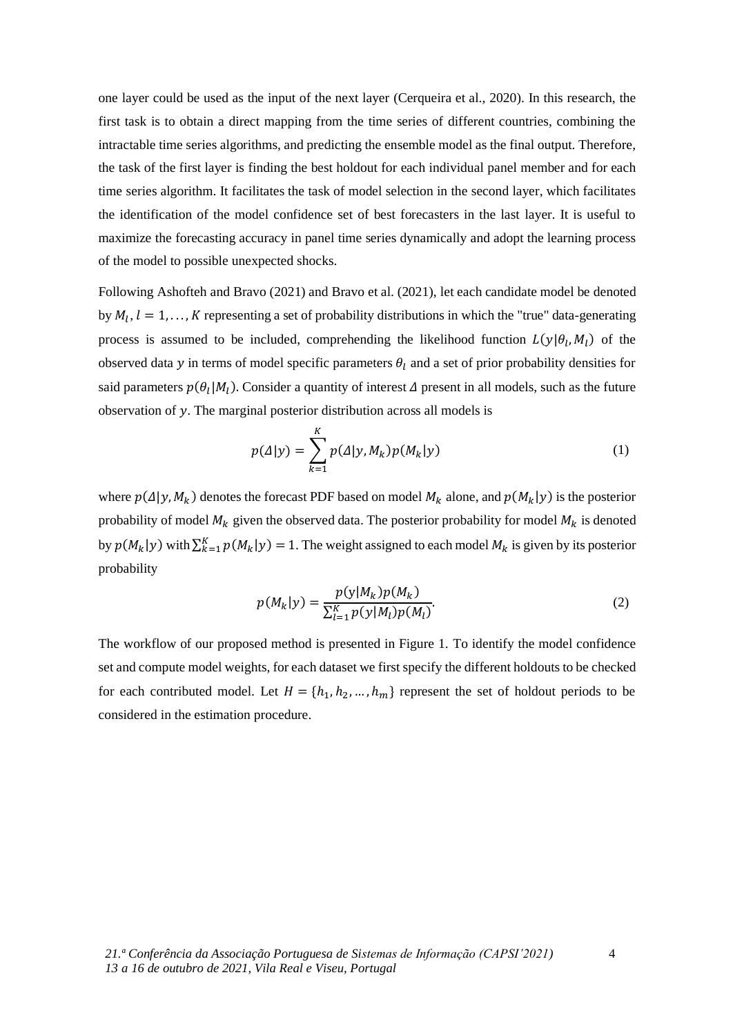one layer could be used as the input of the next layer (Cerqueira et al., 2020). In this research, the first task is to obtain a direct mapping from the time series of different countries, combining the intractable time series algorithms, and predicting the ensemble model as the final output. Therefore, the task of the first layer is finding the best holdout for each individual panel member and for each time series algorithm. It facilitates the task of model selection in the second layer, which facilitates the identification of the model confidence set of best forecasters in the last layer. It is useful to maximize the forecasting accuracy in panel time series dynamically and adopt the learning process of the model to possible unexpected shocks.

Following Ashofteh and Bravo (2021) and Bravo et al. (2021), let each candidate model be denoted by $M_l, l = 1, \dots, K$ representing a set of probability distributions in which the "true" data-generating process is assumed to be included, comprehending the likelihood function $L(y|\theta_l, M_l)$ of the observed data $y$ in terms of model specific parameters $\theta_l$ and a set of prior probability densities for said parameters $p(\theta_l|M_l)$. Consider a quantity of interest $\Delta$ present in all models, such as the future observation of $y$. The marginal posterior distribution across all models is

$$p(\Delta|y) = \sum_{k=1}^{K} p(\Delta|y, M_k)p(M_k|y) \tag{1}$$

where $p(\Delta|y, M_k)$ denotes the forecast PDF based on model $M_k$ alone, and $p(M_k|y)$ is the posterior probability of model $M_k$ given the observed data. The posterior probability for model $M_k$ is denoted by $p(M_k|y)$ with $\sum_{k=1}^{K} p(M_k|y) = 1$. The weight assigned to each model $M_k$ is given by its posterior probability

$$p(M_k|y) = \frac{p(\text{y}|M_k)p(M_k)}{\sum_{l=1}^{K} p(y|M_l)p(M_l)}. \tag{2}$$

The workflow of our proposed method is presented in Figure 1. To identify the model confidence set and compute model weights, for each dataset we first specify the different holdouts to be checked for each contributed model. Let $H = \{h_1, h_2, \dots, h_m\}$ represent the set of holdout periods to be considered in the estimation procedure.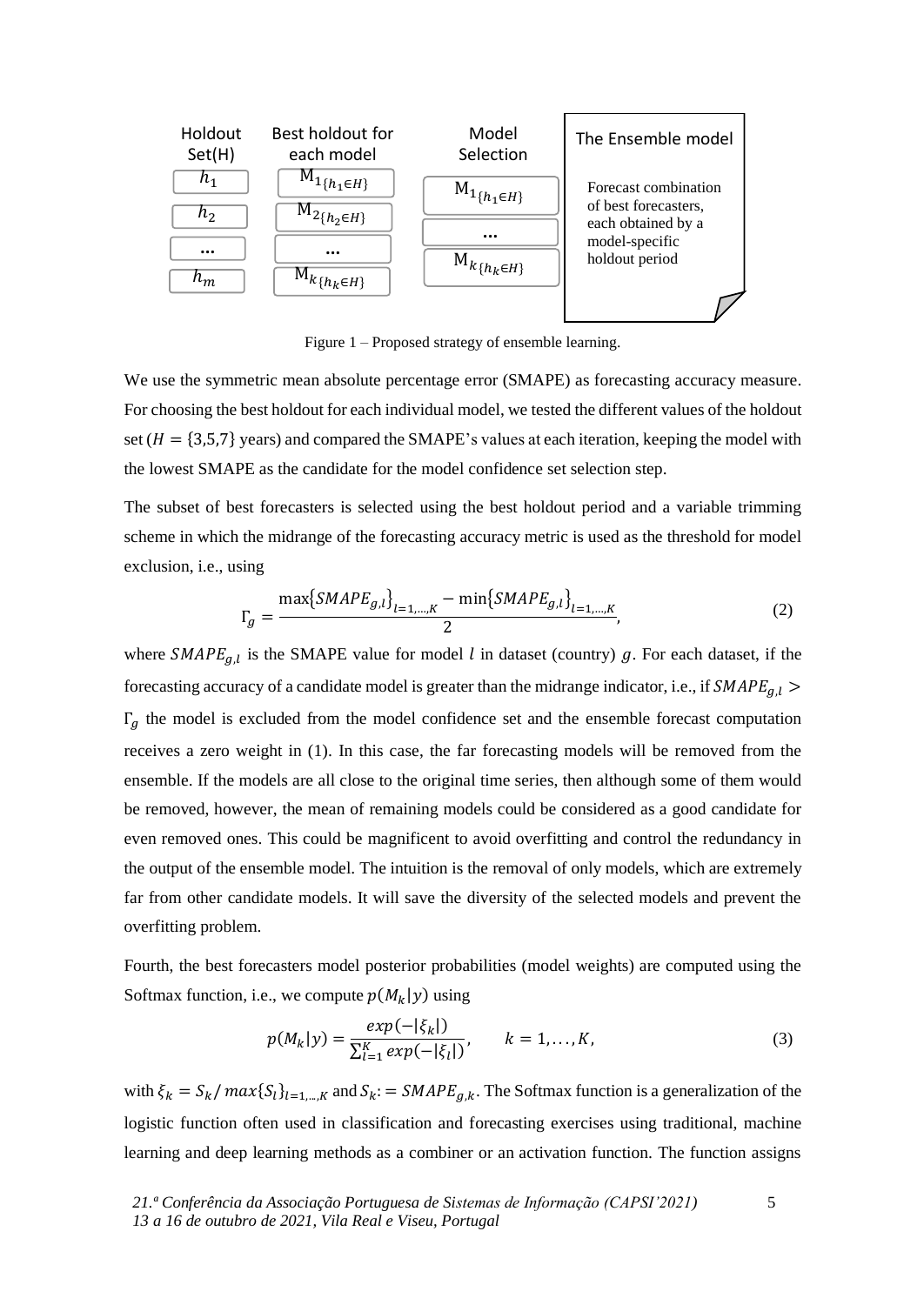| Holdout Set(H) | Best holdout for each model | Model Selection | The Ensemble model |
|---|---|---|---|
| $h_1$ | $M_{1\{h_1 \in H\}}$ | $M_{1\{h_1 \in H\}}$ | Forecast combination of best forecasters, each obtained by a model-specific holdout period |
| $h_2$ | $M_{2\{h_2 \in H\}}$ | … | |
| … | … | $M_{k\{h_k \in H\}}$ | |
| $h_m$ | $M_{k\{h_k \in H\}}$ | | |

Figure 1 – Proposed strategy of ensemble learning.

We use the symmetric mean absolute percentage error (SMAPE) as forecasting accuracy measure. For choosing the best holdout for each individual model, we tested the different values of the holdout set ($H = \{3,5,7\}$ years) and compared the SMAPE's values at each iteration, keeping the model with the lowest SMAPE as the candidate for the model confidence set selection step.

The subset of best forecasters is selected using the best holdout period and a variable trimming scheme in which the midrange of the forecasting accuracy metric is used as the threshold for model exclusion, i.e., using

$$\Gamma_g = \frac{\max\{SMAPE_{g,l}\}_{l=1,\dots,K} - \min\{SMAPE_{g,l}\}_{l=1,\dots,K}}{2}, \tag{2}$$

where $SMAPE_{g,l}$ is the SMAPE value for model $l$ in dataset (country) $g$. For each dataset, if the forecasting accuracy of a candidate model is greater than the midrange indicator, i.e., if $SMAPE_{g,l} > \Gamma_g$ the model is excluded from the model confidence set and the ensemble forecast computation receives a zero weight in (1). In this case, the far forecasting models will be removed from the ensemble. If the models are all close to the original time series, then although some of them would be removed, however, the mean of remaining models could be considered as a good candidate for even removed ones. This could be magnificent to avoid overfitting and control the redundancy in the output of the ensemble model. The intuition is the removal of only models, which are extremely far from other candidate models. It will save the diversity of the selected models and prevent the overfitting problem.

Fourth, the best forecasters model posterior probabilities (model weights) are computed using the Softmax function, i.e., we compute $p(M_k|y)$ using

$$p(M_k|y) = \frac{exp(-|\xi_k|)}{\sum_{l=1}^{K} exp(-|\xi_l|)}, \qquad k = 1,\dots,K, \tag{3}$$

with $\xi_k = S_k / max\{S_l\}_{l=1,\dots,K}$ and $S_k := SMAPE_{g,k}$. The Softmax function is a generalization of the logistic function often used in classification and forecasting exercises using traditional, machine learning and deep learning methods as a combiner or an activation function. The function assigns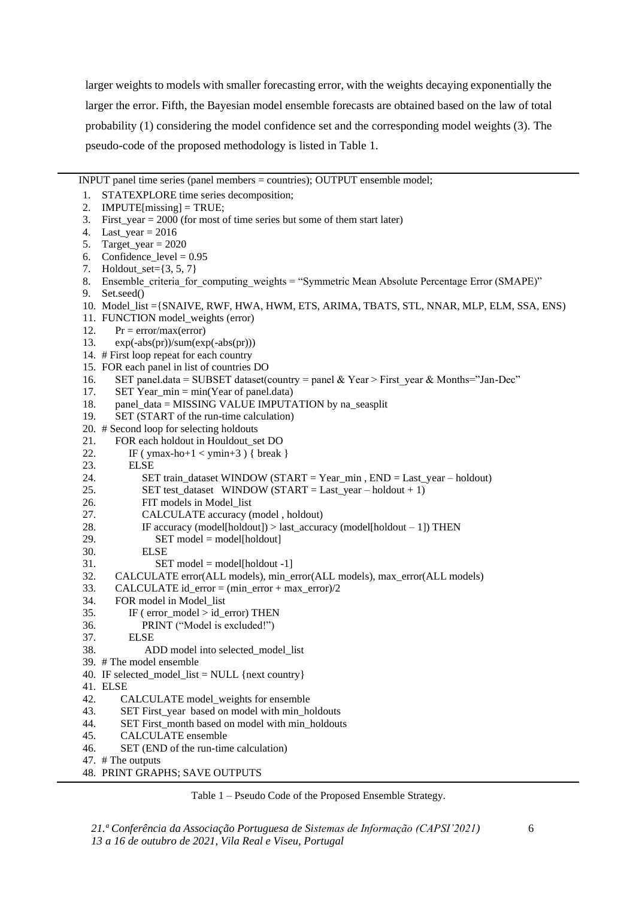larger weights to models with smaller forecasting error, with the weights decaying exponentially the larger the error. Fifth, the Bayesian model ensemble forecasts are obtained based on the law of total probability (1) considering the model confidence set and the corresponding model weights (3). The pseudo-code of the proposed methodology is listed in Table 1.

```
INPUT panel time series (panel members = countries); OUTPUT ensemble model;
 1. STATEXPLORE time series decomposition;
 2. IMPUTE[missing] = TRUE;
 3. First_year = 2000 (for most of time series but some of them start later)
 4. Last_year = 2016
 5. Target_year = 2020
 6. Confidence_level = 0.95
 7. Holdout_set={3, 5, 7}
 8. Ensemble_criteria_for_computing_weights = "Symmetric Mean Absolute Percentage Error (SMAPE)"
 9. Set.seed()
10. Model_list ={SNAIVE, RWF, HWA, HWM, ETS, ARIMA, TBATS, STL, NNAR, MLP, ELM, SSA, ENS)
11. FUNCTION model_weights (error)
12.     Pr = error/max(error)
13.     exp(-abs(pr))/sum(exp(-abs(pr)))
14. # First loop repeat for each country
15. FOR each panel in list of countries DO
16.     SET panel.data = SUBSET dataset(country = panel & Year > First_year & Months="Jan-Dec"
17.     SET Year_min = min(Year of panel.data)
18.     panel_data = MISSING VALUE IMPUTATION by na_seasplit
19.     SET (START of the run-time calculation)
20. # Second loop for selecting holdouts
21.     FOR each holdout in Houldout_set DO
22.         IF ( ymax-ho+1 < ymin+3 ) { break }
23.         ELSE
24.             SET train_dataset WINDOW (START = Year_min , END = Last_year – holdout)
25.             SET test_dataset  WINDOW (START = Last_year – holdout + 1)
26.             FIT models in Model_list
27.             CALCULATE accuracy (model , holdout)
28.             IF accuracy (model[holdout]) > last_accuracy (model[holdout – 1]) THEN
29.                 SET model = model[holdout]
30.             ELSE
31.                 SET model = model[holdout -1]
32.     CALCULATE error(ALL models), min_error(ALL models), max_error(ALL models)
33.     CALCULATE id_error = (min_error + max_error)/2
34.     FOR model in Model_list
35.         IF ( error_model > id_error) THEN
36.             PRINT ("Model is excluded!")
37.         ELSE
38.             ADD model into selected_model_list
39. # The model ensemble
40. IF selected_model_list = NULL {next country}
41. ELSE
42.     CALCULATE model_weights for ensemble
43.     SET First_year based on model with min_holdouts
44.     SET First_month based on model with min_holdouts
45.     CALCULATE ensemble
46.     SET (END of the run-time calculation)
47. # The outputs
48. PRINT GRAPHS; SAVE OUTPUTS
```

Table 1 – Pseudo Code of the Proposed Ensemble Strategy.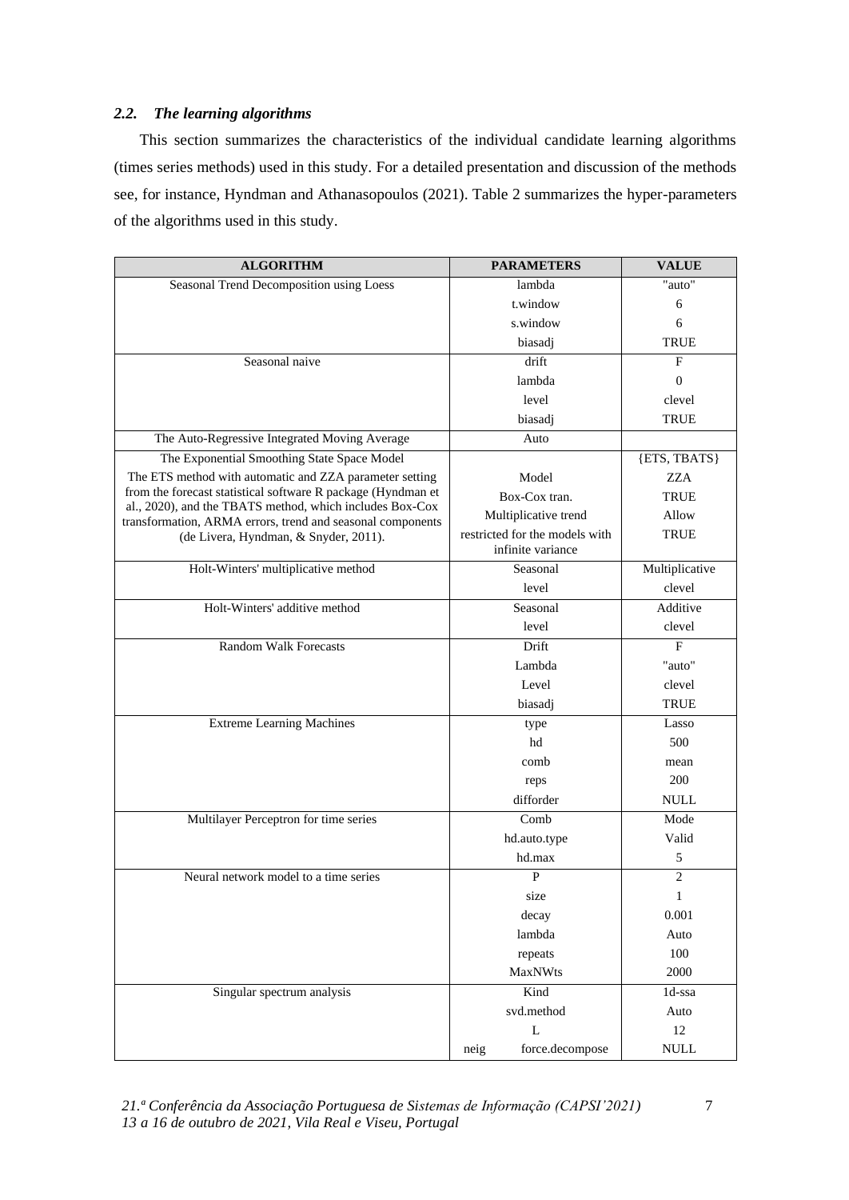### *2.2. The learning algorithms*

This section summarizes the characteristics of the individual candidate learning algorithms (times series methods) used in this study. For a detailed presentation and discussion of the methods see, for instance, Hyndman and Athanasopoulos (2021). Table 2 summarizes the hyper-parameters of the algorithms used in this study.

| ALGORITHM | PARAMETERS | VALUE |
|---|---|---|
| Seasonal Trend Decomposition using Loess | lambda | "auto" |
| | t.window | 6 |
| | s.window | 6 |
| | biasadj | TRUE |
| Seasonal naive | drift | F |
| | lambda | 0 |
| | level | clevel |
| | biasadj | TRUE |
| The Auto-Regressive Integrated Moving Average | Auto | |
| The Exponential Smoothing State Space Model | | {ETS, TBATS} |
| The ETS method with automatic and ZZA parameter setting from the forecast statistical software R package (Hyndman et al., 2020), and the TBATS method, which includes Box-Cox transformation, ARMA errors, trend and seasonal components (de Livera, Hyndman, & Snyder, 2011). | Model | ZZA |
| | Box-Cox tran. | TRUE |
| | Multiplicative trend | Allow |
| | restricted for the models with infinite variance | TRUE |
| Holt-Winters' multiplicative method | Seasonal | Multiplicative |
| | level | clevel |
| Holt-Winters' additive method | Seasonal | Additive |
| | level | clevel |
| Random Walk Forecasts | Drift | F |
| | Lambda | "auto" |
| | Level | clevel |
| | biasadj | TRUE |
| Extreme Learning Machines | type | Lasso |
| | hd | 500 |
| | comb | mean |
| | reps | 200 |
| | difforder | NULL |
| Multilayer Perceptron for time series | Comb | Mode |
| | hd.auto.type | Valid |
| | hd.max | 5 |
| Neural network model to a time series | P | 2 |
| | size | 1 |
| | decay | 0.001 |
| | lambda | Auto |
| | repeats | 100 |
| | MaxNWts | 2000 |
| Singular spectrum analysis | Kind | 1d-ssa |
| | svd.method | Auto |
| | L | 12 |
| | neig force.decompose | NULL |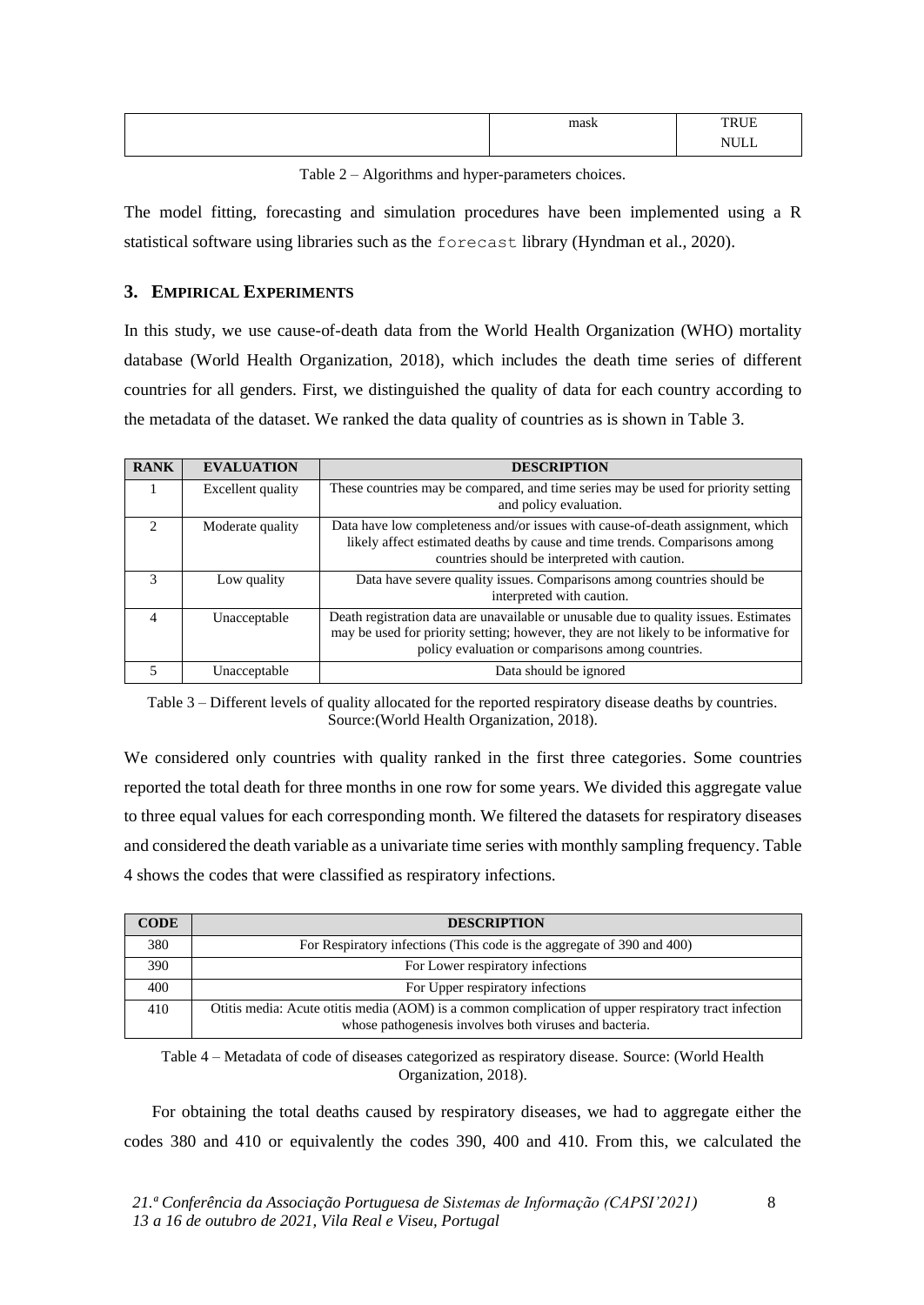|  | mask | TRUE<br>NULL |
|---|---|---|

Table 2 – Algorithms and hyper-parameters choices.

The model fitting, forecasting and simulation procedures have been implemented using a R statistical software using libraries such as the `forecast` library (Hyndman et al., 2020).

## 3. EMPIRICAL EXPERIMENTS

In this study, we use cause-of-death data from the World Health Organization (WHO) mortality database (World Health Organization, 2018), which includes the death time series of different countries for all genders. First, we distinguished the quality of data for each country according to the metadata of the dataset. We ranked the data quality of countries as is shown in Table 3.

| RANK | EVALUATION | DESCRIPTION |
|---|---|---|
| 1 | Excellent quality | These countries may be compared, and time series may be used for priority setting and policy evaluation. |
| 2 | Moderate quality | Data have low completeness and/or issues with cause-of-death assignment, which likely affect estimated deaths by cause and time trends. Comparisons among countries should be interpreted with caution. |
| 3 | Low quality | Data have severe quality issues. Comparisons among countries should be interpreted with caution. |
| 4 | Unacceptable | Death registration data are unavailable or unusable due to quality issues. Estimates may be used for priority setting; however, they are not likely to be informative for policy evaluation or comparisons among countries. |
| 5 | Unacceptable | Data should be ignored |

Table 3 – Different levels of quality allocated for the reported respiratory disease deaths by countries. Source:(World Health Organization, 2018).

We considered only countries with quality ranked in the first three categories. Some countries reported the total death for three months in one row for some years. We divided this aggregate value to three equal values for each corresponding month. We filtered the datasets for respiratory diseases and considered the death variable as a univariate time series with monthly sampling frequency. Table 4 shows the codes that were classified as respiratory infections.

| CODE | DESCRIPTION |
|---|---|
| 380 | For Respiratory infections (This code is the aggregate of 390 and 400) |
| 390 | For Lower respiratory infections |
| 400 | For Upper respiratory infections |
| 410 | Otitis media: Acute otitis media (AOM) is a common complication of upper respiratory tract infection whose pathogenesis involves both viruses and bacteria. |

Table 4 – Metadata of code of diseases categorized as respiratory disease. Source: (World Health Organization, 2018).

For obtaining the total deaths caused by respiratory diseases, we had to aggregate either the codes 380 and 410 or equivalently the codes 390, 400 and 410. From this, we calculated the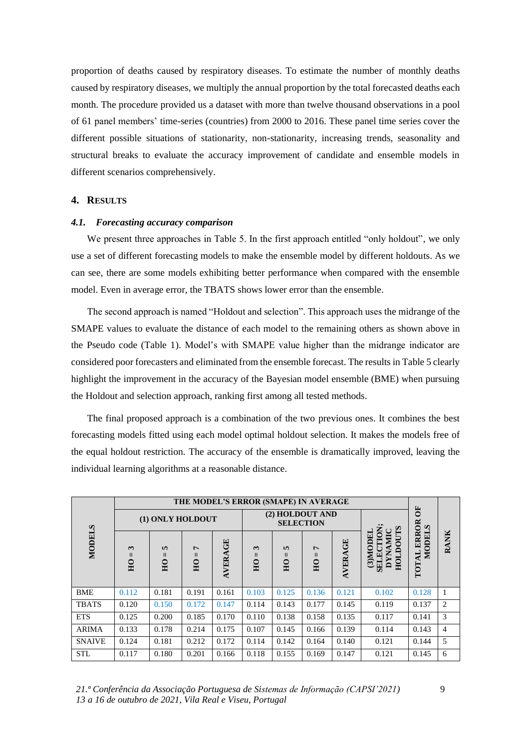proportion of deaths caused by respiratory diseases. To estimate the number of monthly deaths caused by respiratory diseases, we multiply the annual proportion by the total forecasted deaths each month. The procedure provided us a dataset with more than twelve thousand observations in a pool of 61 panel members' time-series (countries) from 2000 to 2016. These panel time series cover the different possible situations of stationarity, non-stationarity, increasing trends, seasonality and structural breaks to evaluate the accuracy improvement of candidate and ensemble models in different scenarios comprehensively.

## 4. RESULTS

### *4.1. Forecasting accuracy comparison*

We present three approaches in Table 5. In the first approach entitled "only holdout", we only use a set of different forecasting models to make the ensemble model by different holdouts. As we can see, there are some models exhibiting better performance when compared with the ensemble model. Even in average error, the TBATS shows lower error than the ensemble.

The second approach is named "Holdout and selection". This approach uses the midrange of the SMAPE values to evaluate the distance of each model to the remaining others as shown above in the Pseudo code (Table 1). Model's with SMAPE value higher than the midrange indicator are considered poor forecasters and eliminated from the ensemble forecast. The results in Table 5 clearly highlight the improvement in the accuracy of the Bayesian model ensemble (BME) when pursuing the Holdout and selection approach, ranking first among all tested methods.

The final proposed approach is a combination of the two previous ones. It combines the best forecasting models fitted using each model optimal holdout selection. It makes the models free of the equal holdout restriction. The accuracy of the ensemble is dramatically improved, leaving the individual learning algorithms at a reasonable distance.

| MODELS | THE MODEL'S ERROR (SMAPE) IN AVERAGE | | | | | | | | | TOTAL ERROR OF MODELS | RANK |
|---|---|---|---|---|---|---|---|---|---|---|---|
| | (1) ONLY HOLDOUT | | | | (2) HOLDOUT AND SELECTION | | | | (3)MODEL SELECTION; DYNAMIC HOLDOUTS | | |
| | HO = 3 | HO = 5 | HO = 7 | AVERAGE | HO = 3 | HO = 5 | HO = 7 | AVERAGE | | | |
| BME | 0.112 | 0.181 | 0.191 | 0.161 | 0.103 | 0.125 | 0.136 | 0.121 | 0.102 | 0.128 | 1 |
| TBATS | 0.120 | 0.150 | 0.172 | 0.147 | 0.114 | 0.143 | 0.177 | 0.145 | 0.119 | 0.137 | 2 |
| ETS | 0.125 | 0.200 | 0.185 | 0.170 | 0.110 | 0.138 | 0.158 | 0.135 | 0.117 | 0.141 | 3 |
| ARIMA | 0.133 | 0.178 | 0.214 | 0.175 | 0.107 | 0.145 | 0.166 | 0.139 | 0.114 | 0.143 | 4 |
| SNAIVE | 0.124 | 0.181 | 0.212 | 0.172 | 0.114 | 0.142 | 0.164 | 0.140 | 0.121 | 0.144 | 5 |
| STL | 0.117 | 0.180 | 0.201 | 0.166 | 0.118 | 0.155 | 0.169 | 0.147 | 0.121 | 0.145 | 6 |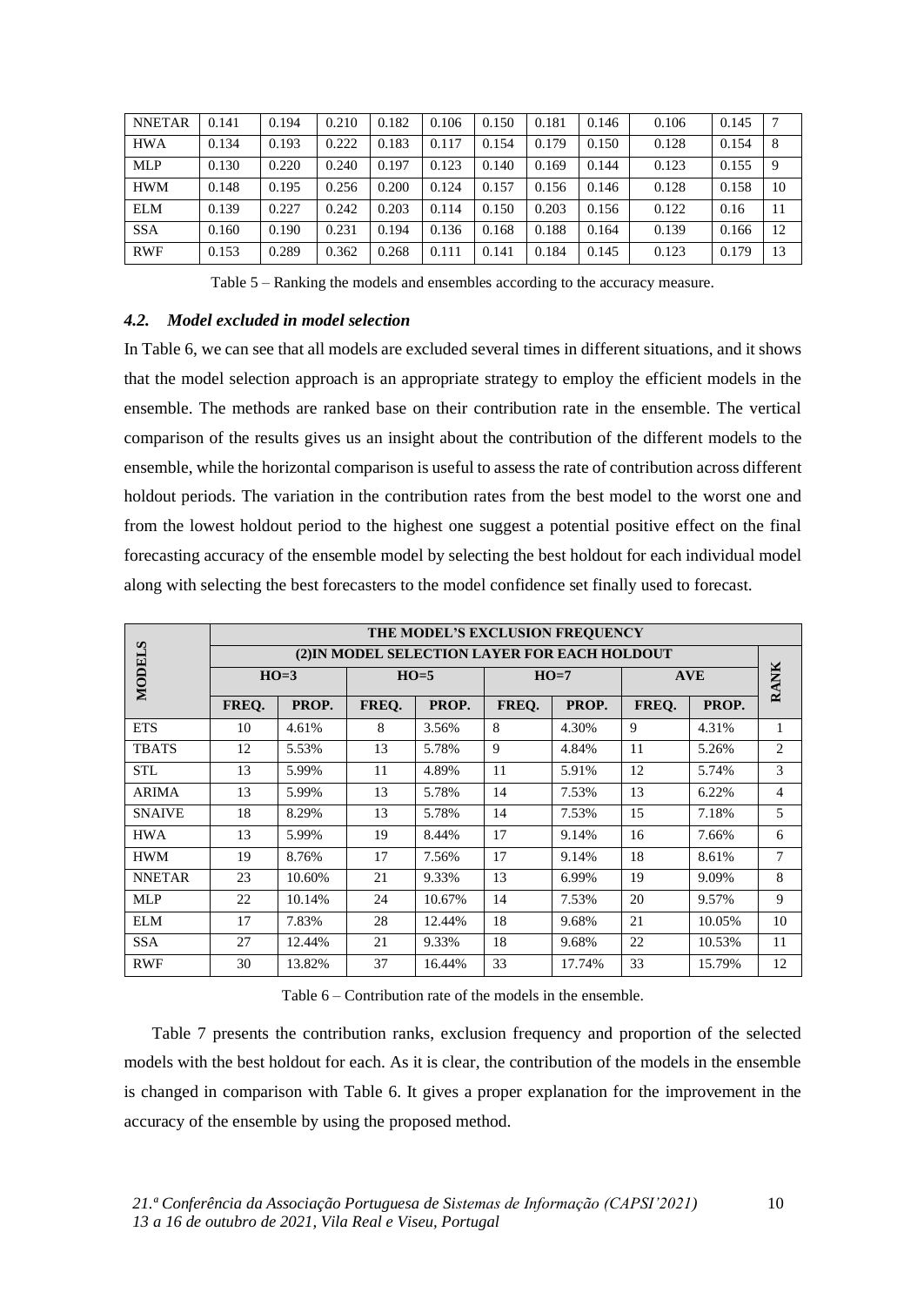| NNETAR | 0.141 | 0.194 | 0.210 | 0.182 | 0.106 | 0.150 | 0.181 | 0.146 | 0.106 | 0.145 | 7 |
|---|---|---|---|---|---|---|---|---|---|---|---|
| HWA | 0.134 | 0.193 | 0.222 | 0.183 | 0.117 | 0.154 | 0.179 | 0.150 | 0.128 | 0.154 | 8 |
| MLP | 0.130 | 0.220 | 0.240 | 0.197 | 0.123 | 0.140 | 0.169 | 0.144 | 0.123 | 0.155 | 9 |
| HWM | 0.148 | 0.195 | 0.256 | 0.200 | 0.124 | 0.157 | 0.156 | 0.146 | 0.128 | 0.158 | 10 |
| ELM | 0.139 | 0.227 | 0.242 | 0.203 | 0.114 | 0.150 | 0.203 | 0.156 | 0.122 | 0.16 | 11 |
| SSA | 0.160 | 0.190 | 0.231 | 0.194 | 0.136 | 0.168 | 0.188 | 0.164 | 0.139 | 0.166 | 12 |
| RWF | 0.153 | 0.289 | 0.362 | 0.268 | 0.111 | 0.141 | 0.184 | 0.145 | 0.123 | 0.179 | 13 |

Table 5 – Ranking the models and ensembles according to the accuracy measure.

### *4.2. Model excluded in model selection*

In Table 6, we can see that all models are excluded several times in different situations, and it shows that the model selection approach is an appropriate strategy to employ the efficient models in the ensemble. The methods are ranked base on their contribution rate in the ensemble. The vertical comparison of the results gives us an insight about the contribution of the different models to the ensemble, while the horizontal comparison is useful to assess the rate of contribution across different holdout periods. The variation in the contribution rates from the best model to the worst one and from the lowest holdout period to the highest one suggest a potential positive effect on the final forecasting accuracy of the ensemble model by selecting the best holdout for each individual model along with selecting the best forecasters to the model confidence set finally used to forecast.

| MODELS | THE MODEL'S EXCLUSION FREQUENCY (2)IN MODEL SELECTION LAYER FOR EACH HOLDOUT | | | | | | | | RANK |
|---|---|---|---|---|---|---|---|---|---|
| | HO=3 | | HO=5 | | HO=7 | | AVE | | |
| | FREQ. | PROP. | FREQ. | PROP. | FREQ. | PROP. | FREQ. | PROP. | |
| ETS | 10 | 4.61% | 8 | 3.56% | 8 | 4.30% | 9 | 4.31% | 1 |
| TBATS | 12 | 5.53% | 13 | 5.78% | 9 | 4.84% | 11 | 5.26% | 2 |
| STL | 13 | 5.99% | 11 | 4.89% | 11 | 5.91% | 12 | 5.74% | 3 |
| ARIMA | 13 | 5.99% | 13 | 5.78% | 14 | 7.53% | 13 | 6.22% | 4 |
| SNAIVE | 18 | 8.29% | 13 | 5.78% | 14 | 7.53% | 15 | 7.18% | 5 |
| HWA | 13 | 5.99% | 19 | 8.44% | 17 | 9.14% | 16 | 7.66% | 6 |
| HWM | 19 | 8.76% | 17 | 7.56% | 17 | 9.14% | 18 | 8.61% | 7 |
| NNETAR | 23 | 10.60% | 21 | 9.33% | 13 | 6.99% | 19 | 9.09% | 8 |
| MLP | 22 | 10.14% | 24 | 10.67% | 14 | 7.53% | 20 | 9.57% | 9 |
| ELM | 17 | 7.83% | 28 | 12.44% | 18 | 9.68% | 21 | 10.05% | 10 |
| SSA | 27 | 12.44% | 21 | 9.33% | 18 | 9.68% | 22 | 10.53% | 11 |
| RWF | 30 | 13.82% | 37 | 16.44% | 33 | 17.74% | 33 | 15.79% | 12 |

Table 6 – Contribution rate of the models in the ensemble.

Table 7 presents the contribution ranks, exclusion frequency and proportion of the selected models with the best holdout for each. As it is clear, the contribution of the models in the ensemble is changed in comparison with Table 6. It gives a proper explanation for the improvement in the accuracy of the ensemble by using the proposed method.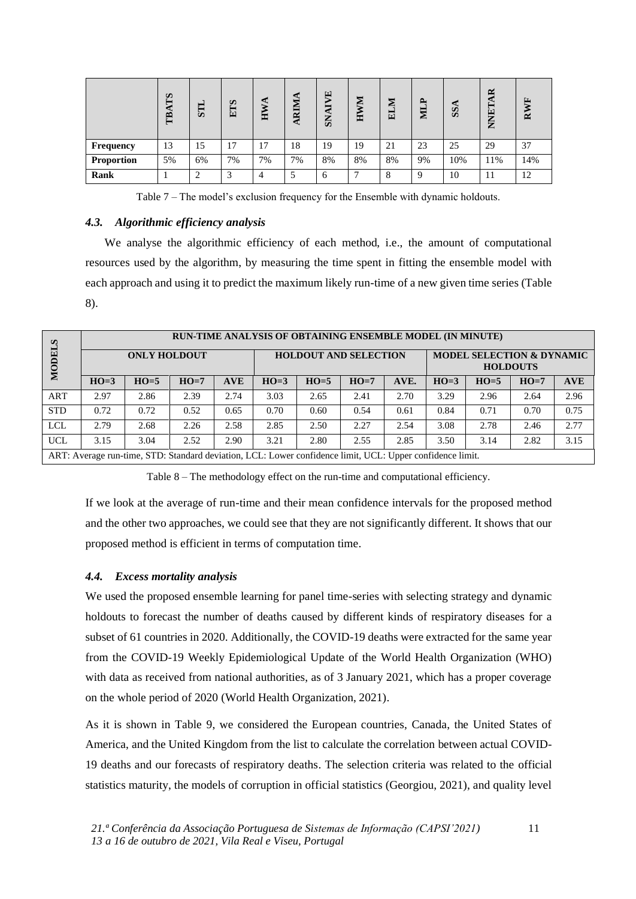| | TBATS | STL | ETS | HWA | ARIMA | SNAIVE | HWM | ELM | MLP | SSA | NNETAR | RWF |
|---|---|---|---|---|---|---|---|---|---|---|---|---|
| **Frequency** | 13 | 15 | 17 | 17 | 18 | 19 | 19 | 21 | 23 | 25 | 29 | 37 |
| **Proportion** | 5% | 6% | 7% | 7% | 7% | 8% | 8% | 8% | 9% | 10% | 11% | 14% |
| **Rank** | 1 | 2 | 3 | 4 | 5 | 6 | 7 | 8 | 9 | 10 | 11 | 12 |

Table 7 – The model's exclusion frequency for the Ensemble with dynamic holdouts.

### *4.3. Algorithmic efficiency analysis*

We analyse the algorithmic efficiency of each method, i.e., the amount of computational resources used by the algorithm, by measuring the time spent in fitting the ensemble model with each approach and using it to predict the maximum likely run-time of a new given time series (Table 8).

| **MODELS** | **RUN-TIME ANALYSIS OF OBTAINING ENSEMBLE MODEL (IN MINUTE)** | | | | | | | | | | | |
|---|---|---|---|---|---|---|---|---|---|---|---|---|
| | **ONLY HOLDOUT** | | | | **HOLDOUT AND SELECTION** | | | | **MODEL SELECTION & DYNAMIC HOLDOUTS** | | | |
| | **HO=3** | **HO=5** | **HO=7** | **AVE** | **HO=3** | **HO=5** | **HO=7** | **AVE.** | **HO=3** | **HO=5** | **HO=7** | **AVE** |
| ART | 2.97 | 2.86 | 2.39 | 2.74 | 3.03 | 2.65 | 2.41 | 2.70 | 3.29 | 2.96 | 2.64 | 2.96 |
| STD | 0.72 | 0.72 | 0.52 | 0.65 | 0.70 | 0.60 | 0.54 | 0.61 | 0.84 | 0.71 | 0.70 | 0.75 |
| LCL | 2.79 | 2.68 | 2.26 | 2.58 | 2.85 | 2.50 | 2.27 | 2.54 | 3.08 | 2.78 | 2.46 | 2.77 |
| UCL | 3.15 | 3.04 | 2.52 | 2.90 | 3.21 | 2.80 | 2.55 | 2.85 | 3.50 | 3.14 | 2.82 | 3.15 |
| ART: Average run-time, STD: Standard deviation, LCL: Lower confidence limit, UCL: Upper confidence limit. | | | | | | | | | | | | |

Table 8 – The methodology effect on the run-time and computational efficiency.

If we look at the average of run-time and their mean confidence intervals for the proposed method and the other two approaches, we could see that they are not significantly different. It shows that our proposed method is efficient in terms of computation time.

### *4.4. Excess mortality analysis*

We used the proposed ensemble learning for panel time-series with selecting strategy and dynamic holdouts to forecast the number of deaths caused by different kinds of respiratory diseases for a subset of 61 countries in 2020. Additionally, the COVID-19 deaths were extracted for the same year from the COVID-19 Weekly Epidemiological Update of the World Health Organization (WHO) with data as received from national authorities, as of 3 January 2021, which has a proper coverage on the whole period of 2020 (World Health Organization, 2021).

As it is shown in Table 9, we considered the European countries, Canada, the United States of America, and the United Kingdom from the list to calculate the correlation between actual COVID-19 deaths and our forecasts of respiratory deaths. The selection criteria was related to the official statistics maturity, the models of corruption in official statistics (Georgiou, 2021), and quality level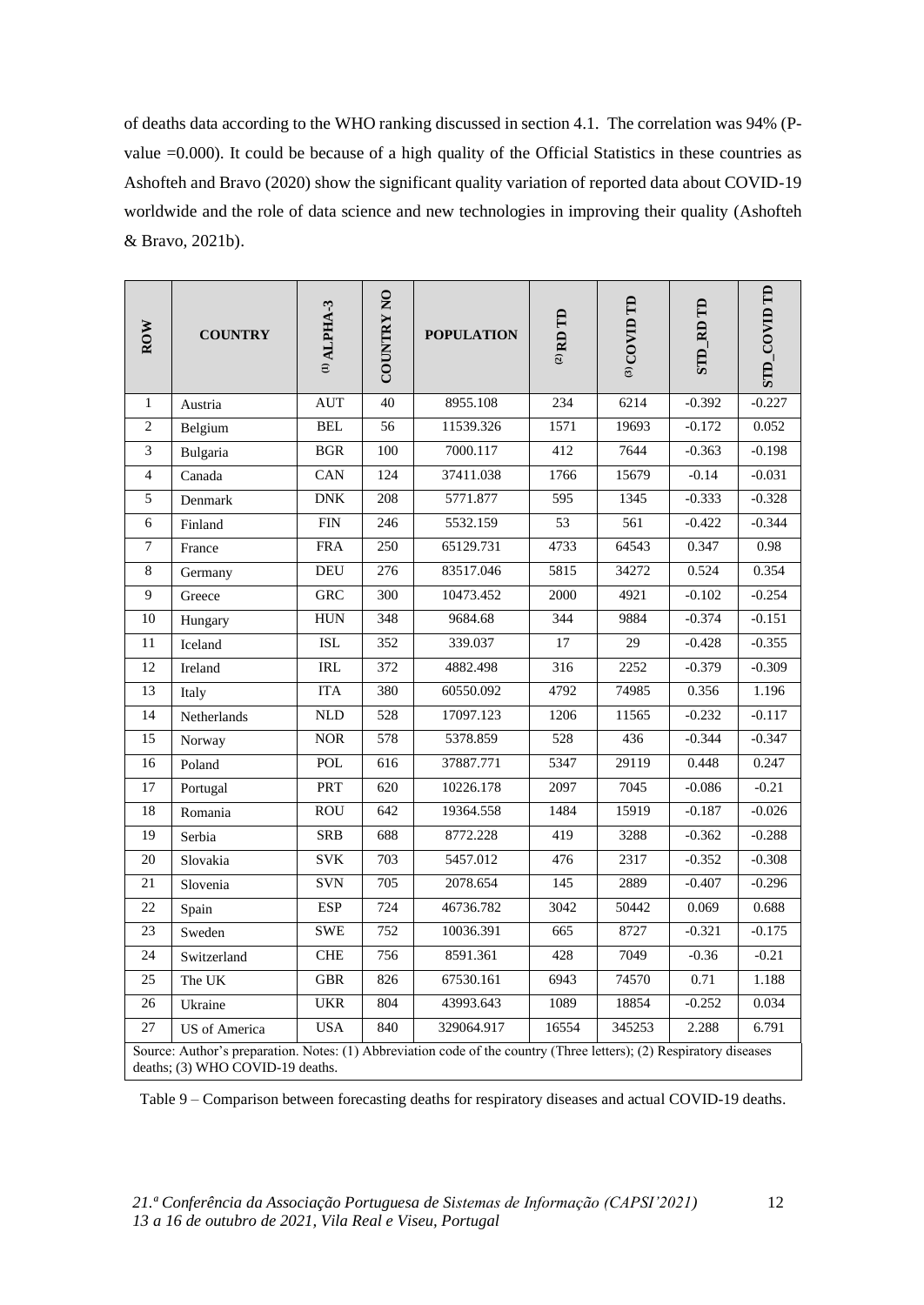of deaths data according to the WHO ranking discussed in section 4.1. The correlation was 94% (P-value =0.000). It could be because of a high quality of the Official Statistics in these countries as Ashofteh and Bravo (2020) show the significant quality variation of reported data about COVID-19 worldwide and the role of data science and new technologies in improving their quality (Ashofteh & Bravo, 2021b).

| ROW | COUNTRY | (1) ALPHA-3 | COUNTRY NO | POPULATION | (2) RD TD | (3) COVID TD | STD_RD TD | STD_COVID TD |
|---|---|---|---|---|---|---|---|---|
| 1 | Austria | AUT | 40 | 8955.108 | 234 | 6214 | -0.392 | -0.227 |
| 2 | Belgium | BEL | 56 | 11539.326 | 1571 | 19693 | -0.172 | 0.052 |
| 3 | Bulgaria | BGR | 100 | 7000.117 | 412 | 7644 | -0.363 | -0.198 |
| 4 | Canada | CAN | 124 | 37411.038 | 1766 | 15679 | -0.14 | -0.031 |
| 5 | Denmark | DNK | 208 | 5771.877 | 595 | 1345 | -0.333 | -0.328 |
| 6 | Finland | FIN | 246 | 5532.159 | 53 | 561 | -0.422 | -0.344 |
| 7 | France | FRA | 250 | 65129.731 | 4733 | 64543 | 0.347 | 0.98 |
| 8 | Germany | DEU | 276 | 83517.046 | 5815 | 34272 | 0.524 | 0.354 |
| 9 | Greece | GRC | 300 | 10473.452 | 2000 | 4921 | -0.102 | -0.254 |
| 10 | Hungary | HUN | 348 | 9684.68 | 344 | 9884 | -0.374 | -0.151 |
| 11 | Iceland | ISL | 352 | 339.037 | 17 | 29 | -0.428 | -0.355 |
| 12 | Ireland | IRL | 372 | 4882.498 | 316 | 2252 | -0.379 | -0.309 |
| 13 | Italy | ITA | 380 | 60550.092 | 4792 | 74985 | 0.356 | 1.196 |
| 14 | Netherlands | NLD | 528 | 17097.123 | 1206 | 11565 | -0.232 | -0.117 |
| 15 | Norway | NOR | 578 | 5378.859 | 528 | 436 | -0.344 | -0.347 |
| 16 | Poland | POL | 616 | 37887.771 | 5347 | 29119 | 0.448 | 0.247 |
| 17 | Portugal | PRT | 620 | 10226.178 | 2097 | 7045 | -0.086 | -0.21 |
| 18 | Romania | ROU | 642 | 19364.558 | 1484 | 15919 | -0.187 | -0.026 |
| 19 | Serbia | SRB | 688 | 8772.228 | 419 | 3288 | -0.362 | -0.288 |
| 20 | Slovakia | SVK | 703 | 5457.012 | 476 | 2317 | -0.352 | -0.308 |
| 21 | Slovenia | SVN | 705 | 2078.654 | 145 | 2889 | -0.407 | -0.296 |
| 22 | Spain | ESP | 724 | 46736.782 | 3042 | 50442 | 0.069 | 0.688 |
| 23 | Sweden | SWE | 752 | 10036.391 | 665 | 8727 | -0.321 | -0.175 |
| 24 | Switzerland | CHE | 756 | 8591.361 | 428 | 7049 | -0.36 | -0.21 |
| 25 | The UK | GBR | 826 | 67530.161 | 6943 | 74570 | 0.71 | 1.188 |
| 26 | Ukraine | UKR | 804 | 43993.643 | 1089 | 18854 | -0.252 | 0.034 |
| 27 | US of America | USA | 840 | 329064.917 | 16554 | 345253 | 2.288 | 6.791 |

Source: Author's preparation. Notes: (1) Abbreviation code of the country (Three letters); (2) Respiratory diseases deaths; (3) WHO COVID-19 deaths.

Table 9 – Comparison between forecasting deaths for respiratory diseases and actual COVID-19 deaths.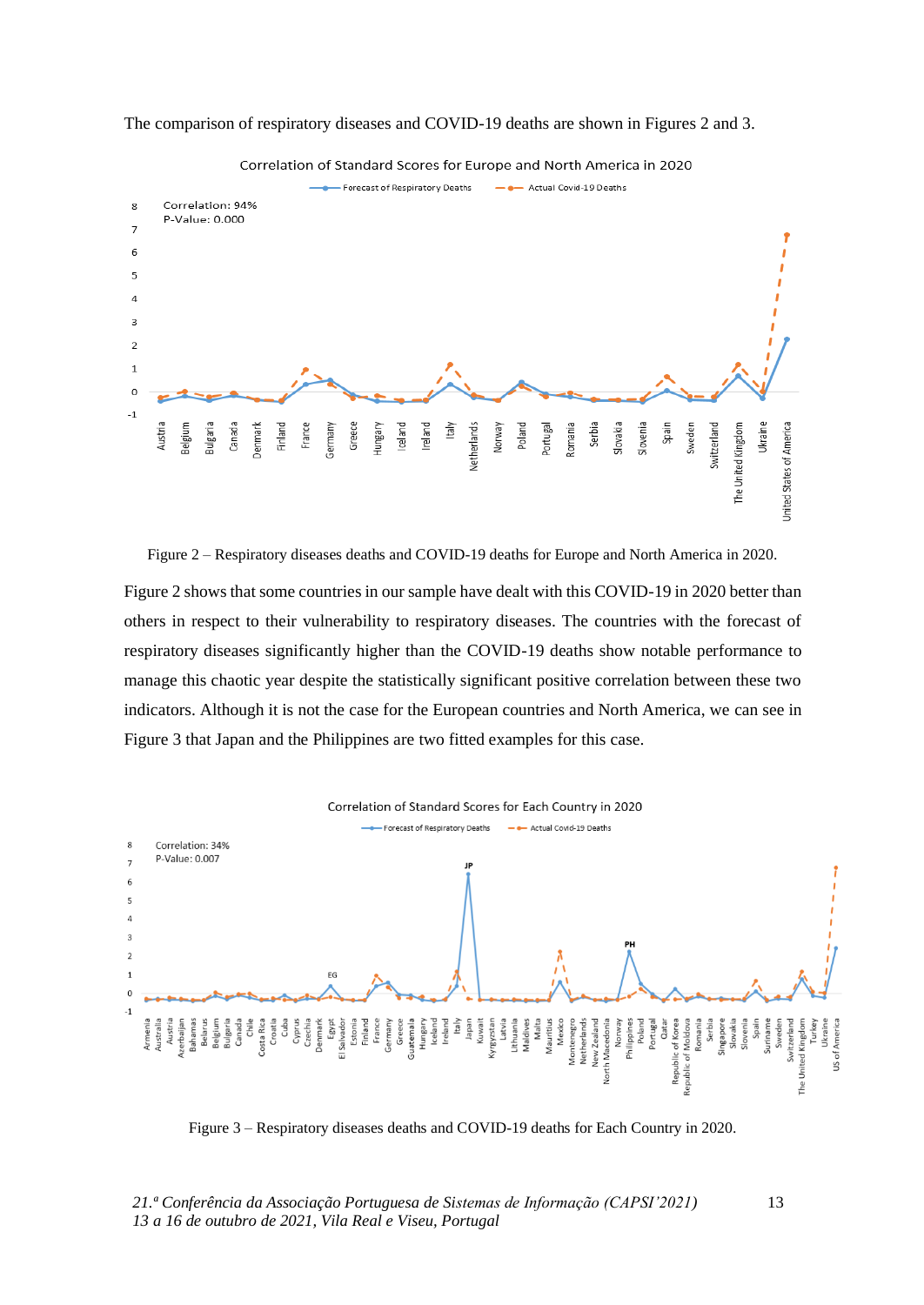The comparison of respiratory diseases and COVID-19 deaths are shown in Figures 2 and 3.

Figure 2 – Respiratory diseases deaths and COVID-19 deaths for Europe and North America in 2020.

Figure 2 shows that some countries in our sample have dealt with this COVID-19 in 2020 better than others in respect to their vulnerability to respiratory diseases. The countries with the forecast of respiratory diseases significantly higher than the COVID-19 deaths show notable performance to manage this chaotic year despite the statistically significant positive correlation between these two indicators. Although it is not the case for the European countries and North America, we can see in Figure 3 that Japan and the Philippines are two fitted examples for this case.

Figure 3 – Respiratory diseases deaths and COVID-19 deaths for Each Country in 2020.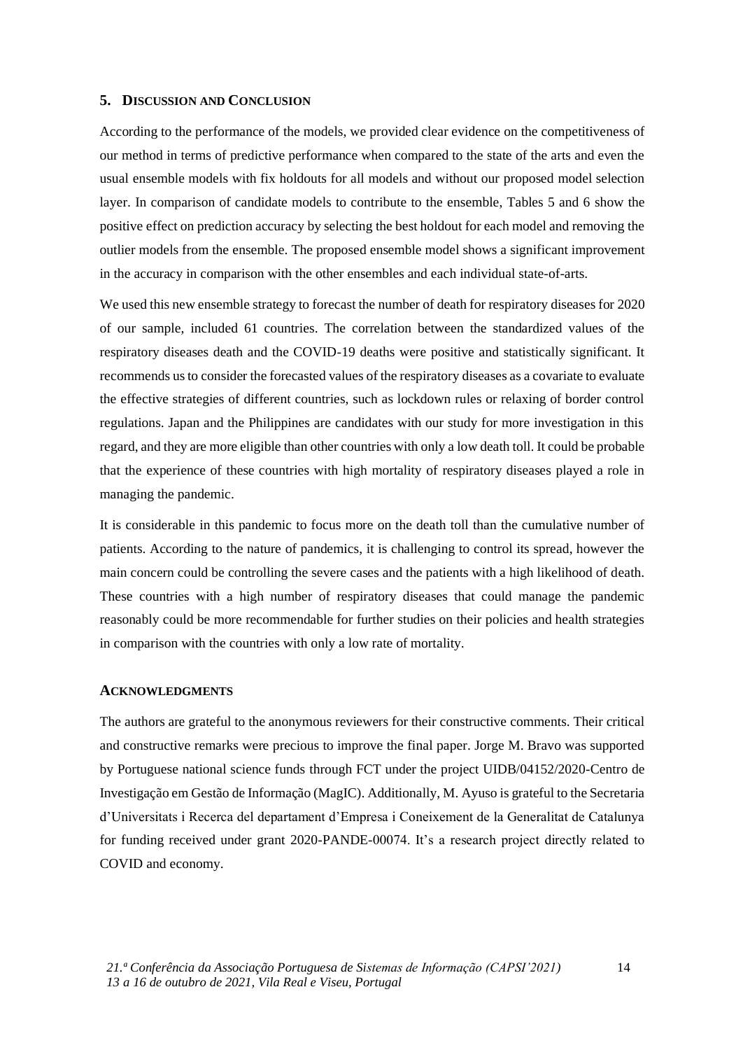## 5. Discussion and Conclusion

According to the performance of the models, we provided clear evidence on the competitiveness of our method in terms of predictive performance when compared to the state of the arts and even the usual ensemble models with fix holdouts for all models and without our proposed model selection layer. In comparison of candidate models to contribute to the ensemble, Tables 5 and 6 show the positive effect on prediction accuracy by selecting the best holdout for each model and removing the outlier models from the ensemble. The proposed ensemble model shows a significant improvement in the accuracy in comparison with the other ensembles and each individual state-of-arts.

We used this new ensemble strategy to forecast the number of death for respiratory diseases for 2020 of our sample, included 61 countries. The correlation between the standardized values of the respiratory diseases death and the COVID-19 deaths were positive and statistically significant. It recommends us to consider the forecasted values of the respiratory diseases as a covariate to evaluate the effective strategies of different countries, such as lockdown rules or relaxing of border control regulations. Japan and the Philippines are candidates with our study for more investigation in this regard, and they are more eligible than other countries with only a low death toll. It could be probable that the experience of these countries with high mortality of respiratory diseases played a role in managing the pandemic.

It is considerable in this pandemic to focus more on the death toll than the cumulative number of patients. According to the nature of pandemics, it is challenging to control its spread, however the main concern could be controlling the severe cases and the patients with a high likelihood of death. These countries with a high number of respiratory diseases that could manage the pandemic reasonably could be more recommendable for further studies on their policies and health strategies in comparison with the countries with only a low rate of mortality.

### Acknowledgments

The authors are grateful to the anonymous reviewers for their constructive comments. Their critical and constructive remarks were precious to improve the final paper. Jorge M. Bravo was supported by Portuguese national science funds through FCT under the project UIDB/04152/2020-Centro de Investigação em Gestão de Informação (MagIC). Additionally, M. Ayuso is grateful to the Secretaria d'Universitats i Recerca del departament d'Empresa i Coneixement de la Generalitat de Catalunya for funding received under grant 2020-PANDE-00074. It's a research project directly related to COVID and economy.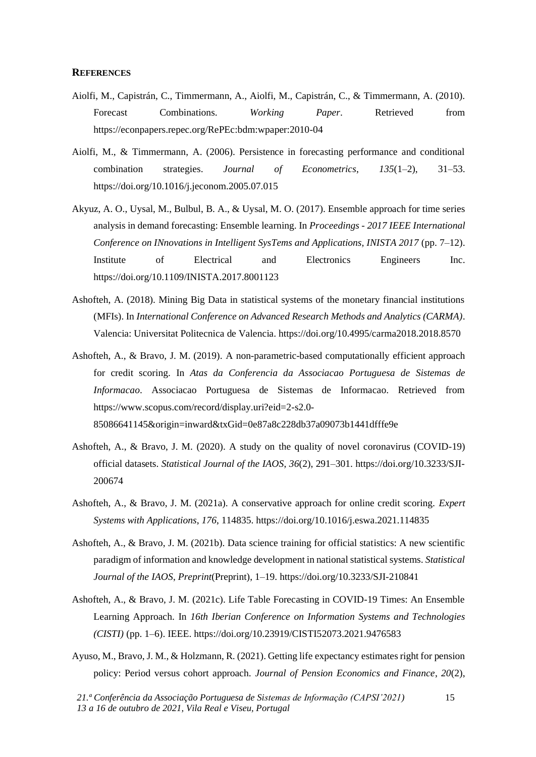## REFERENCES

Aiolfi, M., Capistrán, C., Timmermann, A., Aiolfi, M., Capistrán, C., & Timmermann, A. (2010). Forecast Combinations. *Working Paper*. Retrieved from https://econpapers.repec.org/RePEc:bdm:wpaper:2010-04

Aiolfi, M., & Timmermann, A. (2006). Persistence in forecasting performance and conditional combination strategies. *Journal of Econometrics*, *135*(1–2), 31–53. https://doi.org/10.1016/j.jeconom.2005.07.015

Akyuz, A. O., Uysal, M., Bulbul, B. A., & Uysal, M. O. (2017). Ensemble approach for time series analysis in demand forecasting: Ensemble learning. In *Proceedings - 2017 IEEE International Conference on INnovations in Intelligent SysTems and Applications, INISTA 2017* (pp. 7–12). Institute of Electrical and Electronics Engineers Inc. https://doi.org/10.1109/INISTA.2017.8001123

Ashofteh, A. (2018). Mining Big Data in statistical systems of the monetary financial institutions (MFIs). In *International Conference on Advanced Research Methods and Analytics (CARMA)*. Valencia: Universitat Politecnica de Valencia. https://doi.org/10.4995/carma2018.2018.8570

Ashofteh, A., & Bravo, J. M. (2019). A non-parametric-based computationally efficient approach for credit scoring. In *Atas da Conferencia da Associacao Portuguesa de Sistemas de Informacao*. Associacao Portuguesa de Sistemas de Informacao. Retrieved from https://www.scopus.com/record/display.uri?eid=2-s2.0-85086641145&origin=inward&txGid=0e87a8c228db37a09073b1441dfffe9e

Ashofteh, A., & Bravo, J. M. (2020). A study on the quality of novel coronavirus (COVID-19) official datasets. *Statistical Journal of the IAOS*, *36*(2), 291–301. https://doi.org/10.3233/SJI-200674

Ashofteh, A., & Bravo, J. M. (2021a). A conservative approach for online credit scoring. *Expert Systems with Applications*, *176*, 114835. https://doi.org/10.1016/j.eswa.2021.114835

Ashofteh, A., & Bravo, J. M. (2021b). Data science training for official statistics: A new scientific paradigm of information and knowledge development in national statistical systems. *Statistical Journal of the IAOS*, *Preprint*(Preprint), 1–19. https://doi.org/10.3233/SJI-210841

Ashofteh, A., & Bravo, J. M. (2021c). Life Table Forecasting in COVID-19 Times: An Ensemble Learning Approach. In *16th Iberian Conference on Information Systems and Technologies (CISTI)* (pp. 1–6). IEEE. https://doi.org/10.23919/CISTI52073.2021.9476583

Ayuso, M., Bravo, J. M., & Holzmann, R. (2021). Getting life expectancy estimates right for pension policy: Period versus cohort approach. *Journal of Pension Economics and Finance*, *20*(2),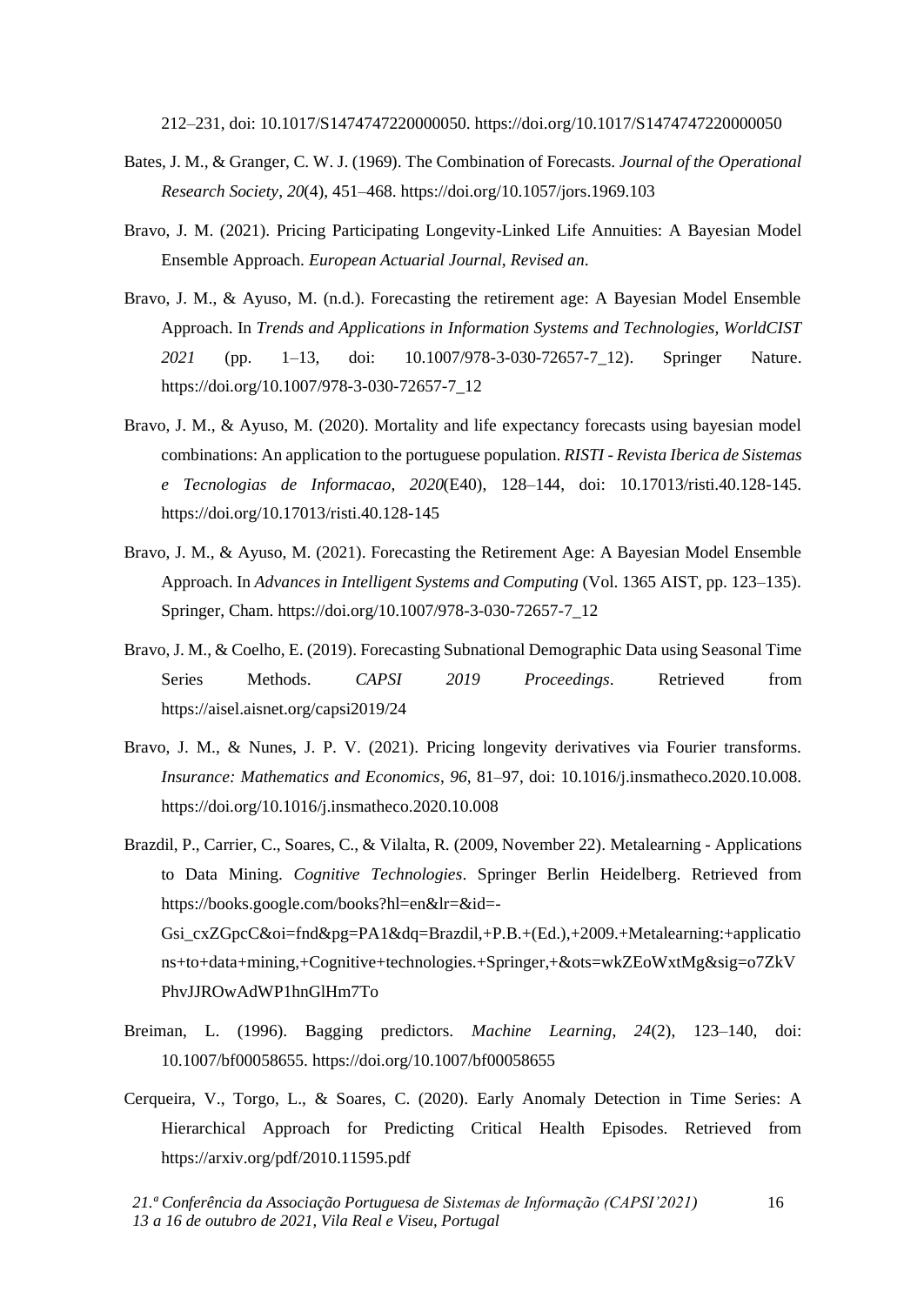212–231, doi: 10.1017/S1474747220000050. https://doi.org/10.1017/S1474747220000050

Bates, J. M., & Granger, C. W. J. (1969). The Combination of Forecasts. *Journal of the Operational Research Society*, *20*(4), 451–468. https://doi.org/10.1057/jors.1969.103

Bravo, J. M. (2021). Pricing Participating Longevity-Linked Life Annuities: A Bayesian Model Ensemble Approach. *European Actuarial Journal*, *Revised an*.

Bravo, J. M., & Ayuso, M. (n.d.). Forecasting the retirement age: A Bayesian Model Ensemble Approach. In *Trends and Applications in Information Systems and Technologies, WorldCIST 2021* (pp. 1–13, doi: 10.1007/978-3-030-72657-7_12). Springer Nature. https://doi.org/10.1007/978-3-030-72657-7_12

Bravo, J. M., & Ayuso, M. (2020). Mortality and life expectancy forecasts using bayesian model combinations: An application to the portuguese population. *RISTI - Revista Iberica de Sistemas e Tecnologias de Informacao*, *2020*(E40), 128–144, doi: 10.17013/risti.40.128-145. https://doi.org/10.17013/risti.40.128-145

Bravo, J. M., & Ayuso, M. (2021). Forecasting the Retirement Age: A Bayesian Model Ensemble Approach. In *Advances in Intelligent Systems and Computing* (Vol. 1365 AIST, pp. 123–135). Springer, Cham. https://doi.org/10.1007/978-3-030-72657-7_12

Bravo, J. M., & Coelho, E. (2019). Forecasting Subnational Demographic Data using Seasonal Time Series Methods. *CAPSI 2019 Proceedings*. Retrieved from https://aisel.aisnet.org/capsi2019/24

Bravo, J. M., & Nunes, J. P. V. (2021). Pricing longevity derivatives via Fourier transforms. *Insurance: Mathematics and Economics*, *96*, 81–97, doi: 10.1016/j.insmatheco.2020.10.008. https://doi.org/10.1016/j.insmatheco.2020.10.008

Brazdil, P., Carrier, C., Soares, C., & Vilalta, R. (2009, November 22). Metalearning - Applications to Data Mining. *Cognitive Technologies*. Springer Berlin Heidelberg. Retrieved from https://books.google.com/books?hl=en&lr=&id=-Gsi_cxZGpcC&oi=fnd&pg=PA1&dq=Brazdil,+P.B.+(Ed.),+2009.+Metalearning:+applications+to+data+mining,+Cognitive+technologies.+Springer,+&ots=wkZEoWxtMg&sig=o7ZkVPhvJJROwAdWP1hnGlHm7To

Breiman, L. (1996). Bagging predictors. *Machine Learning*, *24*(2), 123–140, doi: 10.1007/bf00058655. https://doi.org/10.1007/bf00058655

Cerqueira, V., Torgo, L., & Soares, C. (2020). Early Anomaly Detection in Time Series: A Hierarchical Approach for Predicting Critical Health Episodes. Retrieved from https://arxiv.org/pdf/2010.11595.pdf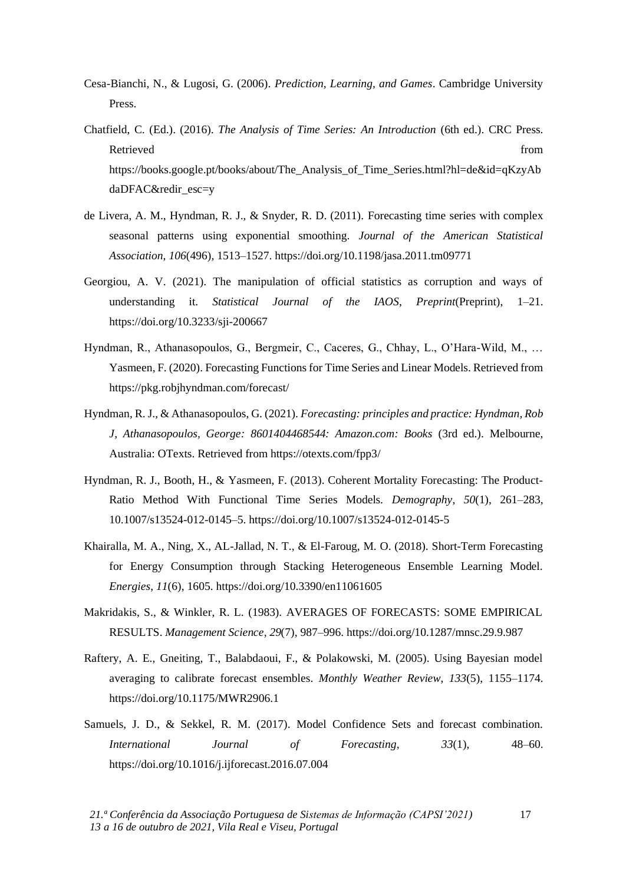Cesa-Bianchi, N., & Lugosi, G. (2006). *Prediction, Learning, and Games*. Cambridge University Press.

Chatfield, C. (Ed.). (2016). *The Analysis of Time Series: An Introduction* (6th ed.). CRC Press. Retrieved from https://books.google.pt/books/about/The_Analysis_of_Time_Series.html?hl=de&id=qKzyAbdaDFAC&redir_esc=y

de Livera, A. M., Hyndman, R. J., & Snyder, R. D. (2011). Forecasting time series with complex seasonal patterns using exponential smoothing. *Journal of the American Statistical Association*, *106*(496), 1513–1527. https://doi.org/10.1198/jasa.2011.tm09771

Georgiou, A. V. (2021). The manipulation of official statistics as corruption and ways of understanding it. *Statistical Journal of the IAOS*, *Preprint*(Preprint), 1–21. https://doi.org/10.3233/sji-200667

Hyndman, R., Athanasopoulos, G., Bergmeir, C., Caceres, G., Chhay, L., O'Hara-Wild, M., … Yasmeen, F. (2020). Forecasting Functions for Time Series and Linear Models. Retrieved from https://pkg.robjhyndman.com/forecast/

Hyndman, R. J., & Athanasopoulos, G. (2021). *Forecasting: principles and practice: Hyndman, Rob J, Athanasopoulos, George: 8601404468544: Amazon.com: Books* (3rd ed.). Melbourne, Australia: OTexts. Retrieved from https://otexts.com/fpp3/

Hyndman, R. J., Booth, H., & Yasmeen, F. (2013). Coherent Mortality Forecasting: The Product-Ratio Method With Functional Time Series Models. *Demography*, *50*(1), 261–283, 10.1007/s13524-012-0145–5. https://doi.org/10.1007/s13524-012-0145-5

Khairalla, M. A., Ning, X., AL-Jallad, N. T., & El-Faroug, M. O. (2018). Short-Term Forecasting for Energy Consumption through Stacking Heterogeneous Ensemble Learning Model. *Energies*, *11*(6), 1605. https://doi.org/10.3390/en11061605

Makridakis, S., & Winkler, R. L. (1983). AVERAGES OF FORECASTS: SOME EMPIRICAL RESULTS. *Management Science*, *29*(7), 987–996. https://doi.org/10.1287/mnsc.29.9.987

Raftery, A. E., Gneiting, T., Balabdaoui, F., & Polakowski, M. (2005). Using Bayesian model averaging to calibrate forecast ensembles. *Monthly Weather Review*, *133*(5), 1155–1174. https://doi.org/10.1175/MWR2906.1

Samuels, J. D., & Sekkel, R. M. (2017). Model Confidence Sets and forecast combination. *International Journal of Forecasting*, *33*(1), 48–60. https://doi.org/10.1016/j.ijforecast.2016.07.004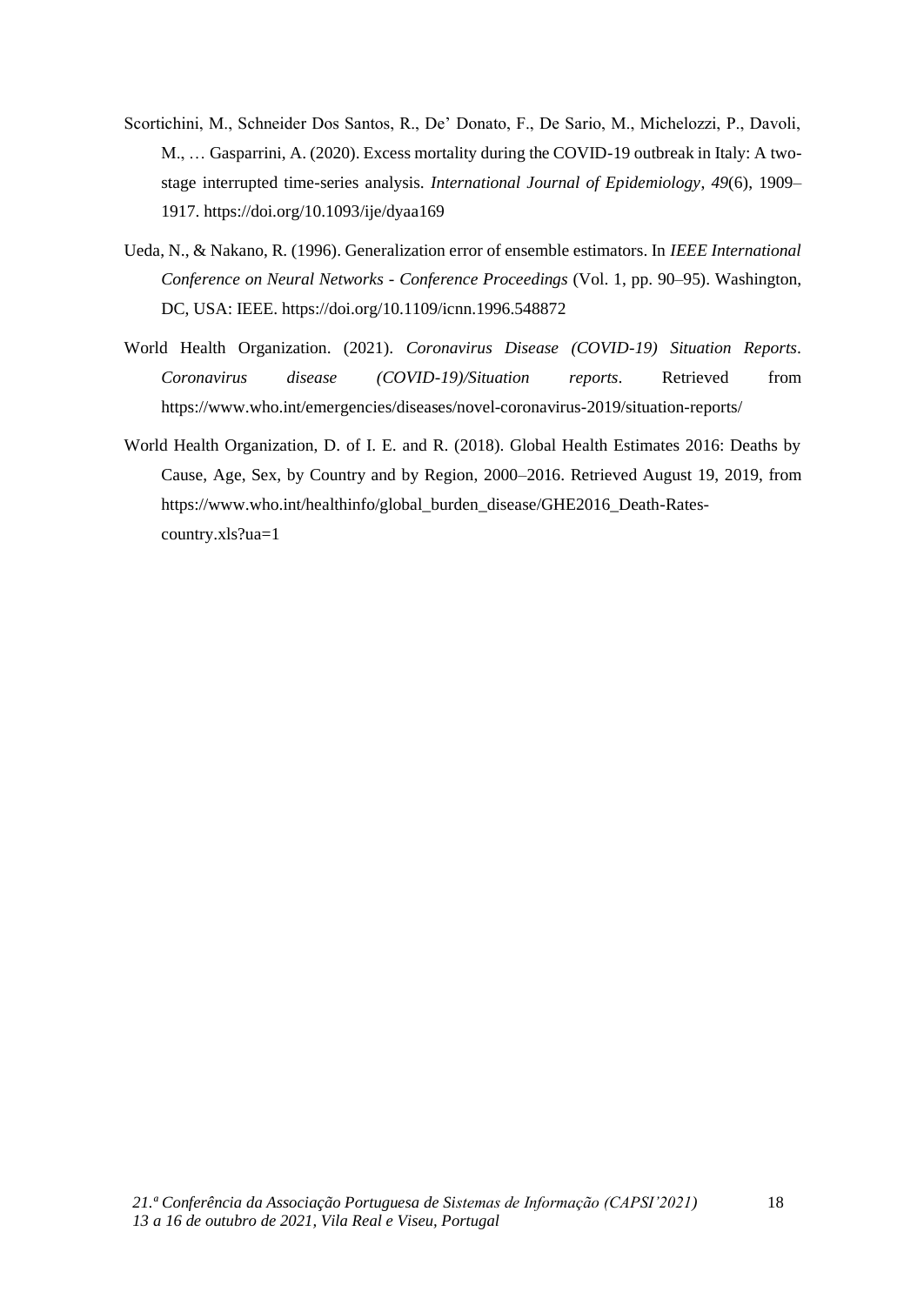Scortichini, M., Schneider Dos Santos, R., De' Donato, F., De Sario, M., Michelozzi, P., Davoli, M., … Gasparrini, A. (2020). Excess mortality during the COVID-19 outbreak in Italy: A two-stage interrupted time-series analysis. *International Journal of Epidemiology*, *49*(6), 1909–1917. https://doi.org/10.1093/ije/dyaa169

Ueda, N., & Nakano, R. (1996). Generalization error of ensemble estimators. In *IEEE International Conference on Neural Networks - Conference Proceedings* (Vol. 1, pp. 90–95). Washington, DC, USA: IEEE. https://doi.org/10.1109/icnn.1996.548872

World Health Organization. (2021). *Coronavirus Disease (COVID-19) Situation Reports*. *Coronavirus disease (COVID-19)/Situation reports*. Retrieved from https://www.who.int/emergencies/diseases/novel-coronavirus-2019/situation-reports/

World Health Organization, D. of I. E. and R. (2018). Global Health Estimates 2016: Deaths by Cause, Age, Sex, by Country and by Region, 2000–2016. Retrieved August 19, 2019, from https://www.who.int/healthinfo/global_burden_disease/GHE2016_Death-Rates-country.xls?ua=1